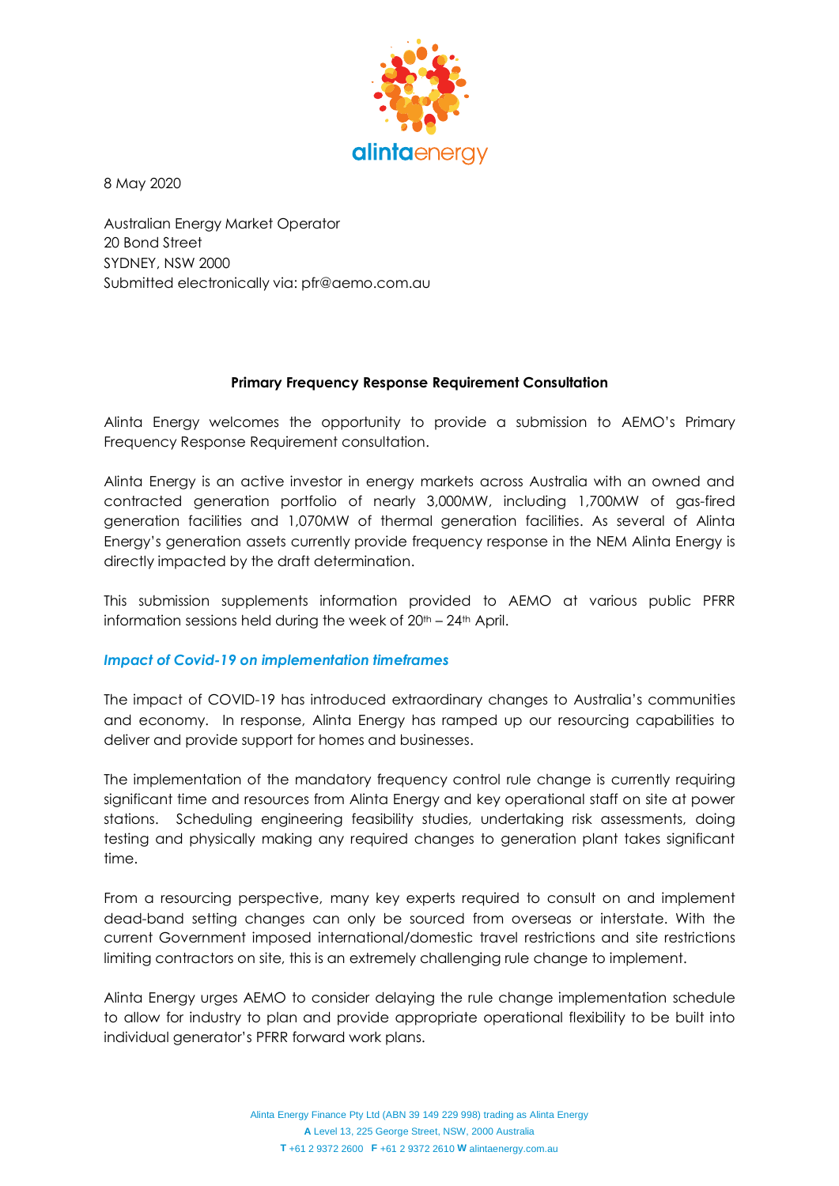8 May 2020

Australian Energy Market Operator
20 Bond Street
SYDNEY, NSW 2000
Submitted electronically via: pfr@aemo.com.au

**Primary Frequency Response Requirement Consultation**

Alinta Energy welcomes the opportunity to provide a submission to AEMO's Primary Frequency Response Requirement consultation.

Alinta Energy is an active investor in energy markets across Australia with an owned and contracted generation portfolio of nearly 3,000MW, including 1,700MW of gas-fired generation facilities and 1,070MW of thermal generation facilities. As several of Alinta Energy's generation assets currently provide frequency response in the NEM Alinta Energy is directly impacted by the draft determination.

This submission supplements information provided to AEMO at various public PFRR information sessions held during the week of 20th – 24th April.

***Impact of Covid-19 on implementation timeframes***

The impact of COVID-19 has introduced extraordinary changes to Australia's communities and economy. In response, Alinta Energy has ramped up our resourcing capabilities to deliver and provide support for homes and businesses.

The implementation of the mandatory frequency control rule change is currently requiring significant time and resources from Alinta Energy and key operational staff on site at power stations. Scheduling engineering feasibility studies, undertaking risk assessments, doing testing and physically making any required changes to generation plant takes significant time.

From a resourcing perspective, many key experts required to consult on and implement dead-band setting changes can only be sourced from overseas or interstate. With the current Government imposed international/domestic travel restrictions and site restrictions limiting contractors on site, this is an extremely challenging rule change to implement.

Alinta Energy urges AEMO to consider delaying the rule change implementation schedule to allow for industry to plan and provide appropriate operational flexibility to be built into individual generator's PFRR forward work plans.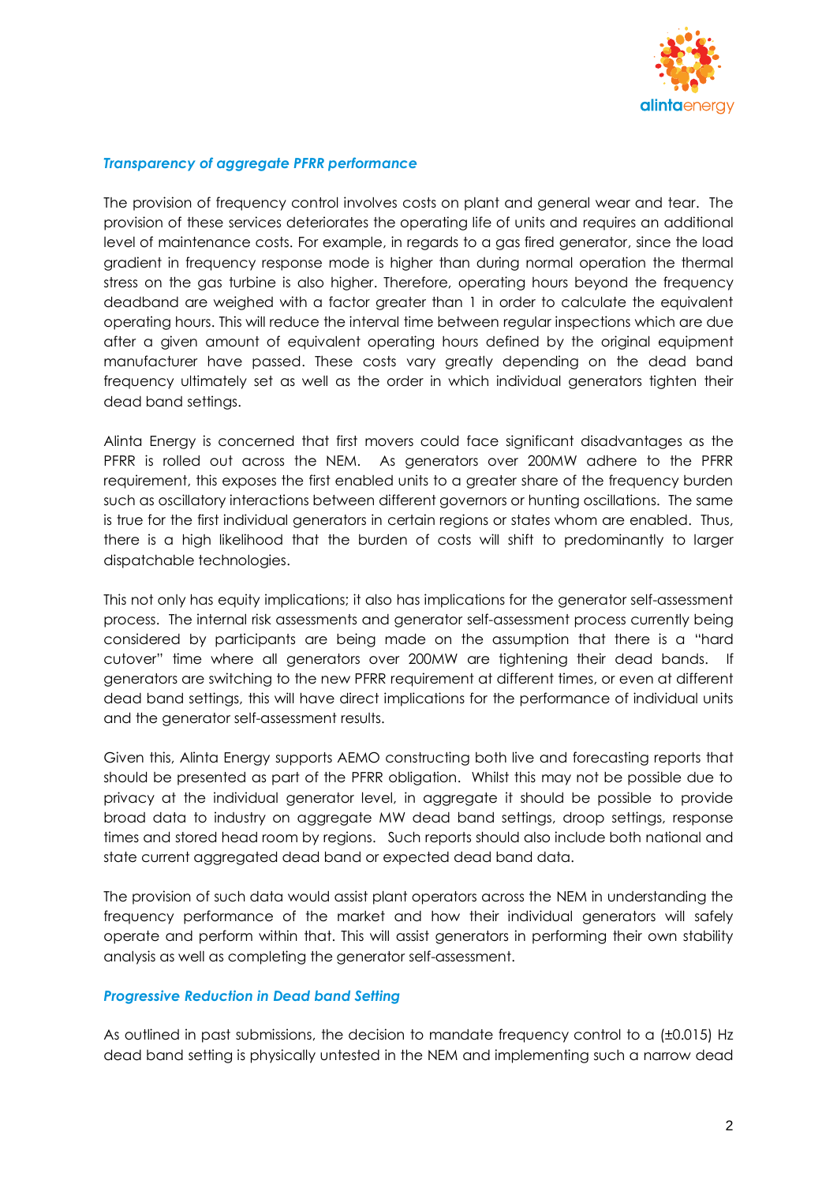***Transparency of aggregate PFRR performance***

The provision of frequency control involves costs on plant and general wear and tear. The provision of these services deteriorates the operating life of units and requires an additional level of maintenance costs. For example, in regards to a gas fired generator, since the load gradient in frequency response mode is higher than during normal operation the thermal stress on the gas turbine is also higher. Therefore, operating hours beyond the frequency deadband are weighed with a factor greater than 1 in order to calculate the equivalent operating hours. This will reduce the interval time between regular inspections which are due after a given amount of equivalent operating hours defined by the original equipment manufacturer have passed. These costs vary greatly depending on the dead band frequency ultimately set as well as the order in which individual generators tighten their dead band settings.

Alinta Energy is concerned that first movers could face significant disadvantages as the PFRR is rolled out across the NEM. As generators over 200MW adhere to the PFRR requirement, this exposes the first enabled units to a greater share of the frequency burden such as oscillatory interactions between different governors or hunting oscillations. The same is true for the first individual generators in certain regions or states whom are enabled. Thus, there is a high likelihood that the burden of costs will shift to predominantly to larger dispatchable technologies.

This not only has equity implications; it also has implications for the generator self-assessment process. The internal risk assessments and generator self-assessment process currently being considered by participants are being made on the assumption that there is a "hard cutover" time where all generators over 200MW are tightening their dead bands. If generators are switching to the new PFRR requirement at different times, or even at different dead band settings, this will have direct implications for the performance of individual units and the generator self-assessment results.

Given this, Alinta Energy supports AEMO constructing both live and forecasting reports that should be presented as part of the PFRR obligation. Whilst this may not be possible due to privacy at the individual generator level, in aggregate it should be possible to provide broad data to industry on aggregate MW dead band settings, droop settings, response times and stored head room by regions. Such reports should also include both national and state current aggregated dead band or expected dead band data.

The provision of such data would assist plant operators across the NEM in understanding the frequency performance of the market and how their individual generators will safely operate and perform within that. This will assist generators in performing their own stability analysis as well as completing the generator self-assessment.

***Progressive Reduction in Dead band Setting***

As outlined in past submissions, the decision to mandate frequency control to a (±0.015) Hz dead band setting is physically untested in the NEM and implementing such a narrow dead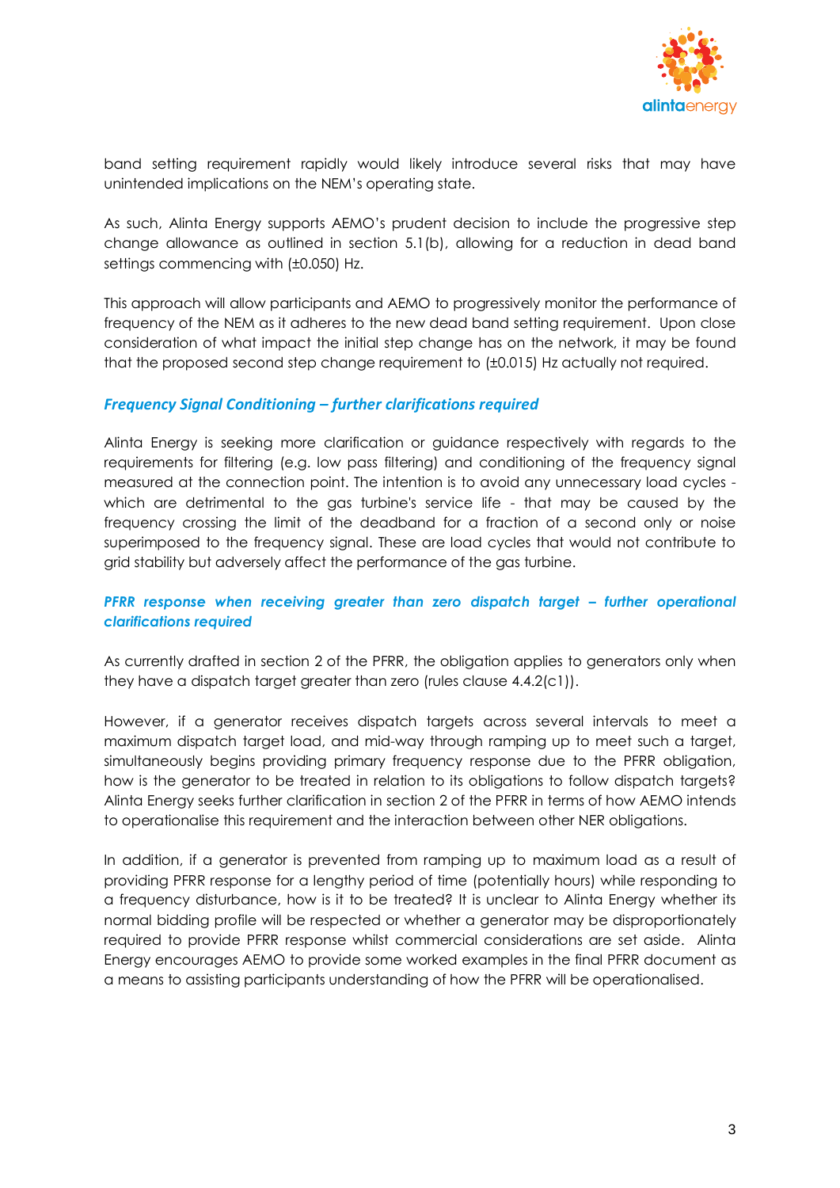band setting requirement rapidly would likely introduce several risks that may have unintended implications on the NEM's operating state.

As such, Alinta Energy supports AEMO's prudent decision to include the progressive step change allowance as outlined in section 5.1(b), allowing for a reduction in dead band settings commencing with (±0.050) Hz.

This approach will allow participants and AEMO to progressively monitor the performance of frequency of the NEM as it adheres to the new dead band setting requirement. Upon close consideration of what impact the initial step change has on the network, it may be found that the proposed second step change requirement to (±0.015) Hz actually not required.

### *Frequency Signal Conditioning – further clarifications required*

Alinta Energy is seeking more clarification or guidance respectively with regards to the requirements for filtering (e.g. low pass filtering) and conditioning of the frequency signal measured at the connection point. The intention is to avoid any unnecessary load cycles - which are detrimental to the gas turbine's service life - that may be caused by the frequency crossing the limit of the deadband for a fraction of a second only or noise superimposed to the frequency signal. These are load cycles that would not contribute to grid stability but adversely affect the performance of the gas turbine.

### *PFRR response when receiving greater than zero dispatch target – further operational clarifications required*

As currently drafted in section 2 of the PFRR, the obligation applies to generators only when they have a dispatch target greater than zero (rules clause 4.4.2(c1)).

However, if a generator receives dispatch targets across several intervals to meet a maximum dispatch target load, and mid-way through ramping up to meet such a target, simultaneously begins providing primary frequency response due to the PFRR obligation, how is the generator to be treated in relation to its obligations to follow dispatch targets? Alinta Energy seeks further clarification in section 2 of the PFRR in terms of how AEMO intends to operationalise this requirement and the interaction between other NER obligations.

In addition, if a generator is prevented from ramping up to maximum load as a result of providing PFRR response for a lengthy period of time (potentially hours) while responding to a frequency disturbance, how is it to be treated? It is unclear to Alinta Energy whether its normal bidding profile will be respected or whether a generator may be disproportionately required to provide PFRR response whilst commercial considerations are set aside. Alinta Energy encourages AEMO to provide some worked examples in the final PFRR document as a means to assisting participants understanding of how the PFRR will be operationalised.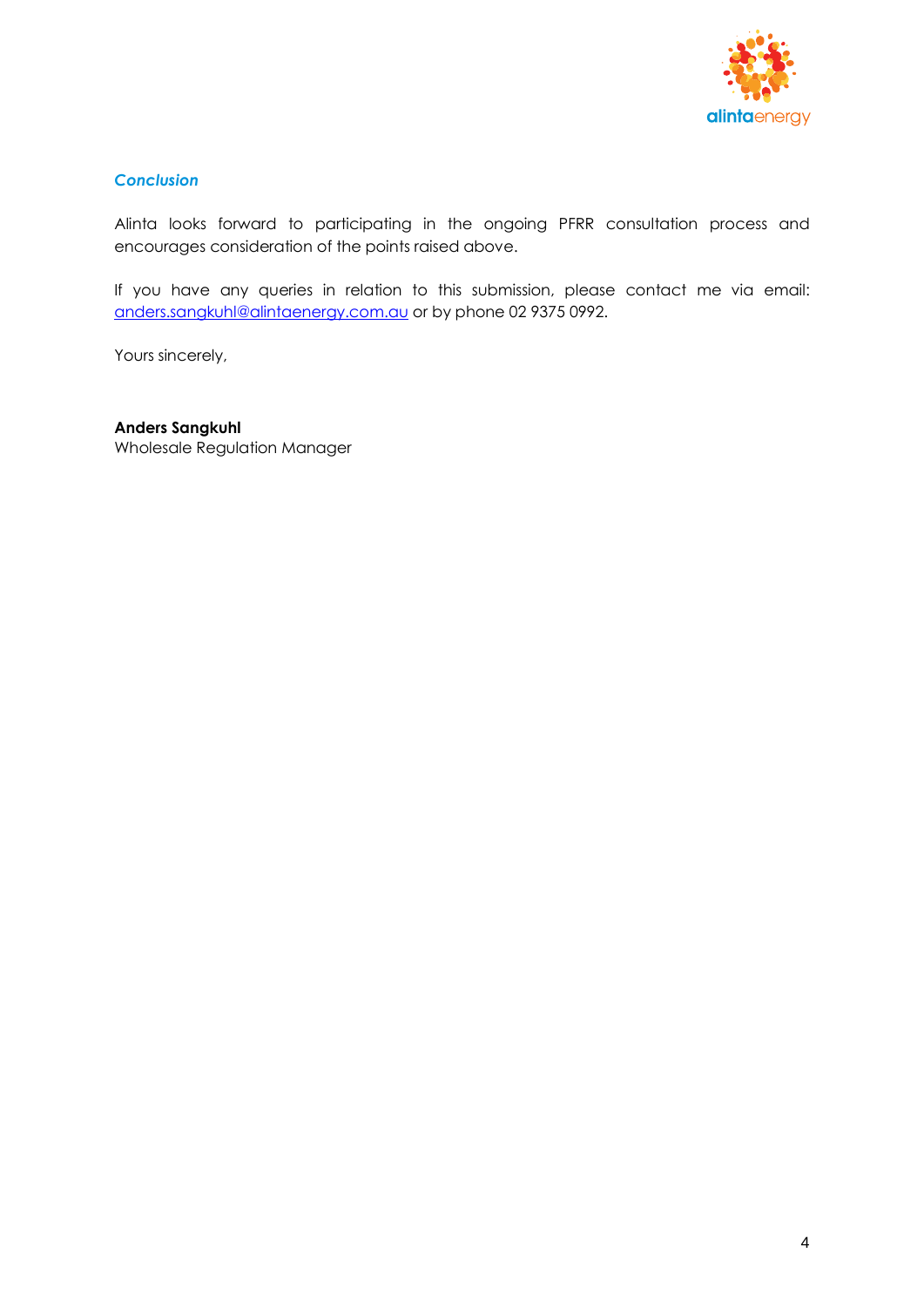### *Conclusion*

Alinta looks forward to participating in the ongoing PFRR consultation process and encourages consideration of the points raised above.

If you have any queries in relation to this submission, please contact me via email: [anders.sangkuhl@alintaenergy.com.au](mailto:anders.sangkuhl@alintaenergy.com.au) or by phone 02 9375 0992.

Yours sincerely,

**Anders Sangkuhl**
Wholesale Regulation Manager